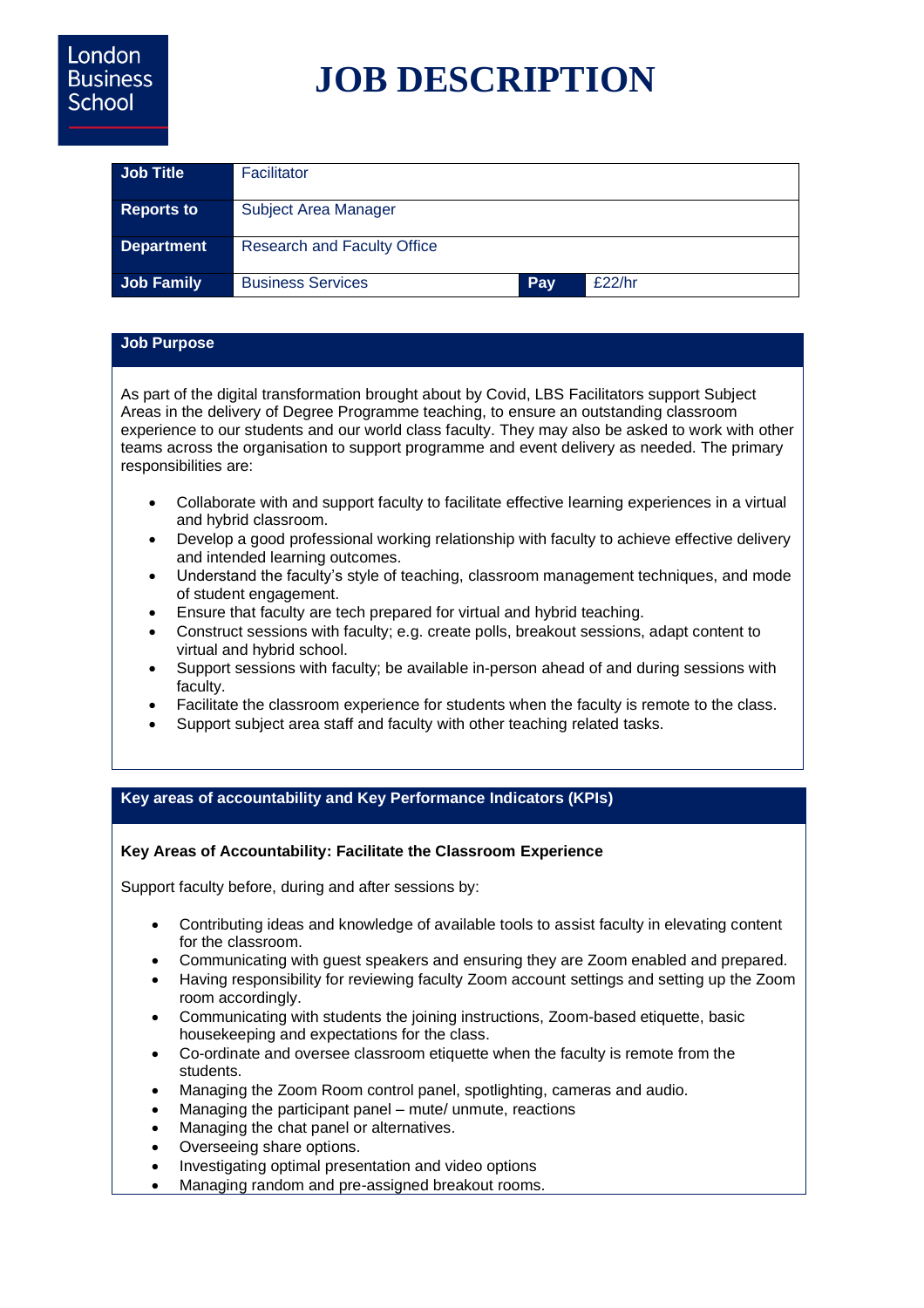London Business School

# JOB DESCRIPTION

| Job Title | Facilitator | | |
|---|---|---|---|
| Reports to | Subject Area Manager | | |
| Department | Research and Faculty Office | | |
| Job Family | Business Services | Pay | £22/hr |

## Job Purpose

As part of the digital transformation brought about by Covid, LBS Facilitators support Subject Areas in the delivery of Degree Programme teaching, to ensure an outstanding classroom experience to our students and our world class faculty. They may also be asked to work with other teams across the organisation to support programme and event delivery as needed. The primary responsibilities are:

- Collaborate with and support faculty to facilitate effective learning experiences in a virtual and hybrid classroom.
- Develop a good professional working relationship with faculty to achieve effective delivery and intended learning outcomes.
- Understand the faculty's style of teaching, classroom management techniques, and mode of student engagement.
- Ensure that faculty are tech prepared for virtual and hybrid teaching.
- Construct sessions with faculty; e.g. create polls, breakout sessions, adapt content to virtual and hybrid school.
- Support sessions with faculty; be available in-person ahead of and during sessions with faculty.
- Facilitate the classroom experience for students when the faculty is remote to the class.
- Support subject area staff and faculty with other teaching related tasks.

## Key areas of accountability and Key Performance Indicators (KPIs)

**Key Areas of Accountability: Facilitate the Classroom Experience**

Support faculty before, during and after sessions by:

- Contributing ideas and knowledge of available tools to assist faculty in elevating content for the classroom.
- Communicating with guest speakers and ensuring they are Zoom enabled and prepared.
- Having responsibility for reviewing faculty Zoom account settings and setting up the Zoom room accordingly.
- Communicating with students the joining instructions, Zoom-based etiquette, basic housekeeping and expectations for the class.
- Co-ordinate and oversee classroom etiquette when the faculty is remote from the students.
- Managing the Zoom Room control panel, spotlighting, cameras and audio.
- Managing the participant panel – mute/ unmute, reactions
- Managing the chat panel or alternatives.
- Overseeing share options.
- Investigating optimal presentation and video options
- Managing random and pre-assigned breakout rooms.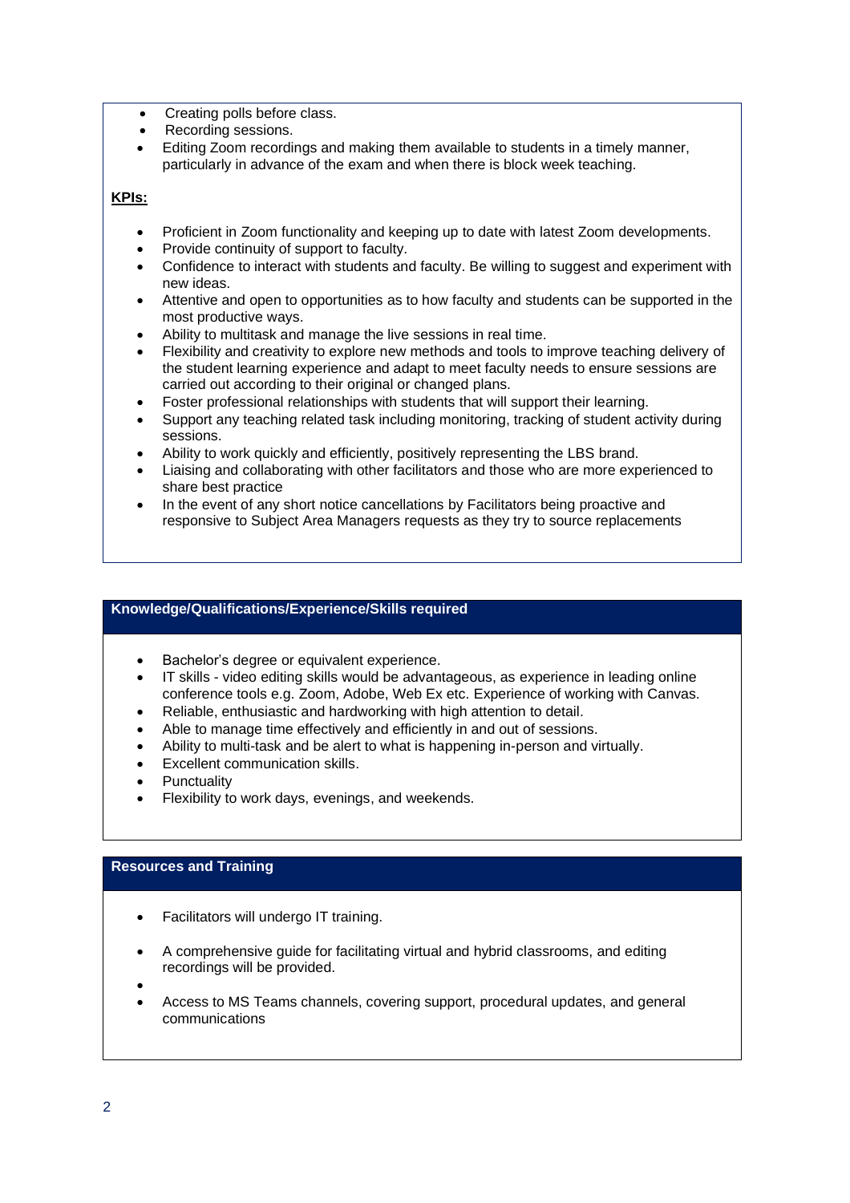- Creating polls before class.
- Recording sessions.
- Editing Zoom recordings and making them available to students in a timely manner, particularly in advance of the exam and when there is block week teaching.

**KPIs:**

- Proficient in Zoom functionality and keeping up to date with latest Zoom developments.
- Provide continuity of support to faculty.
- Confidence to interact with students and faculty. Be willing to suggest and experiment with new ideas.
- Attentive and open to opportunities as to how faculty and students can be supported in the most productive ways.
- Ability to multitask and manage the live sessions in real time.
- Flexibility and creativity to explore new methods and tools to improve teaching delivery of the student learning experience and adapt to meet faculty needs to ensure sessions are carried out according to their original or changed plans.
- Foster professional relationships with students that will support their learning.
- Support any teaching related task including monitoring, tracking of student activity during sessions.
- Ability to work quickly and efficiently, positively representing the LBS brand.
- Liaising and collaborating with other facilitators and those who are more experienced to share best practice
- In the event of any short notice cancellations by Facilitators being proactive and responsive to Subject Area Managers requests as they try to source replacements

## Knowledge/Qualifications/Experience/Skills required

- Bachelor's degree or equivalent experience.
- IT skills - video editing skills would be advantageous, as experience in leading online conference tools e.g. Zoom, Adobe, Web Ex etc. Experience of working with Canvas.
- Reliable, enthusiastic and hardworking with high attention to detail.
- Able to manage time effectively and efficiently in and out of sessions.
- Ability to multi-task and be alert to what is happening in-person and virtually.
- Excellent communication skills.
- Punctuality
- Flexibility to work days, evenings, and weekends.

## Resources and Training

- Facilitators will undergo IT training.
- A comprehensive guide for facilitating virtual and hybrid classrooms, and editing recordings will be provided.
- Access to MS Teams channels, covering support, procedural updates, and general communications